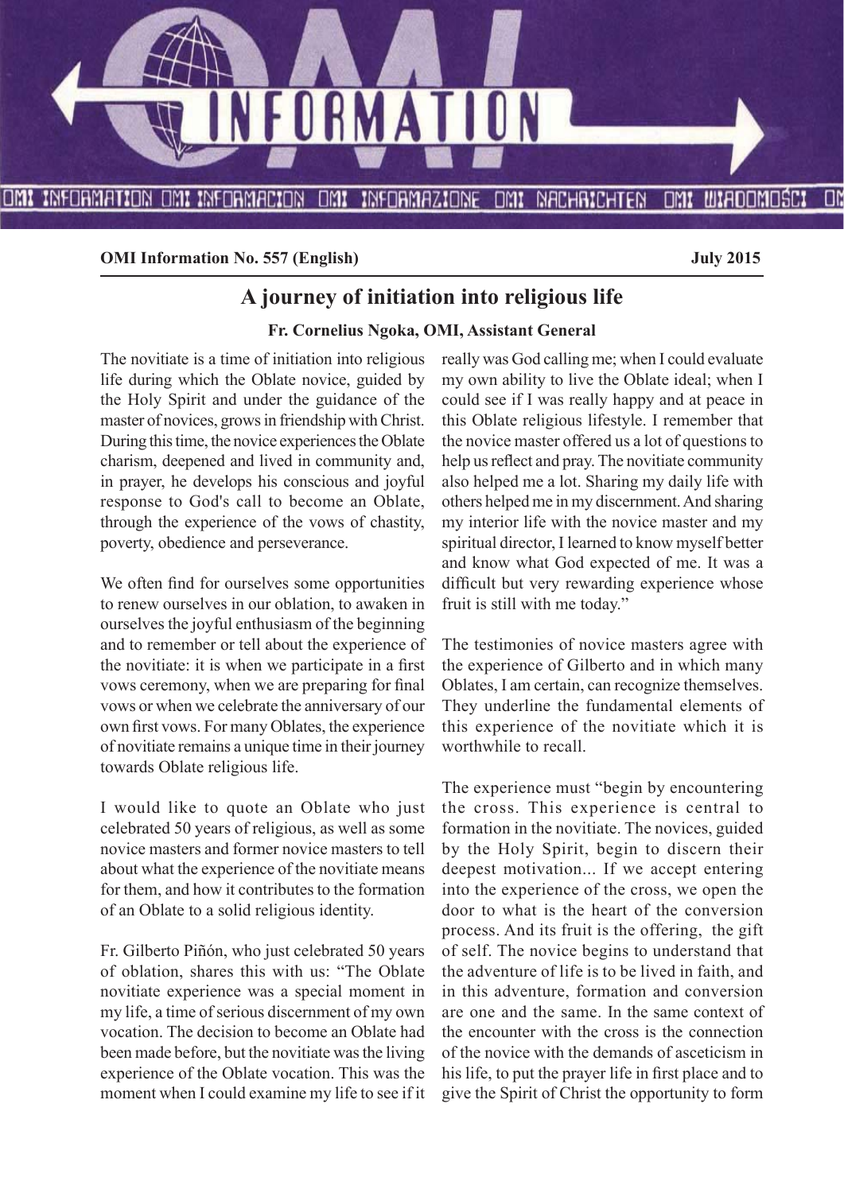**OMI Information No. 557 (English)** **July 2015**

# A journey of initiation into religious life

**Fr. Cornelius Ngoka, OMI, Assistant General**

The novitiate is a time of initiation into religious life during which the Oblate novice, guided by the Holy Spirit and under the guidance of the master of novices, grows in friendship with Christ. During this time, the novice experiences the Oblate charism, deepened and lived in community and, in prayer, he develops his conscious and joyful response to God's call to become an Oblate, through the experience of the vows of chastity, poverty, obedience and perseverance.

We often find for ourselves some opportunities to renew ourselves in our oblation, to awaken in ourselves the joyful enthusiasm of the beginning and to remember or tell about the experience of the novitiate: it is when we participate in a first vows ceremony, when we are preparing for final vows or when we celebrate the anniversary of our own first vows. For many Oblates, the experience of novitiate remains a unique time in their journey towards Oblate religious life.

I would like to quote an Oblate who just celebrated 50 years of religious, as well as some novice masters and former novice masters to tell about what the experience of the novitiate means for them, and how it contributes to the formation of an Oblate to a solid religious identity.

Fr. Gilberto Piñón, who just celebrated 50 years of oblation, shares this with us: "The Oblate novitiate experience was a special moment in my life, a time of serious discernment of my own vocation. The decision to become an Oblate had been made before, but the novitiate was the living experience of the Oblate vocation. This was the moment when I could examine my life to see if it really was God calling me; when I could evaluate my own ability to live the Oblate ideal; when I could see if I was really happy and at peace in this Oblate religious lifestyle. I remember that the novice master offered us a lot of questions to help us reflect and pray. The novitiate community also helped me a lot. Sharing my daily life with others helped me in my discernment. And sharing my interior life with the novice master and my spiritual director, I learned to know myself better and know what God expected of me. It was a difficult but very rewarding experience whose fruit is still with me today."

The testimonies of novice masters agree with the experience of Gilberto and in which many Oblates, I am certain, can recognize themselves. They underline the fundamental elements of this experience of the novitiate which it is worthwhile to recall.

The experience must "begin by encountering the cross. This experience is central to formation in the novitiate. The novices, guided by the Holy Spirit, begin to discern their deepest motivation... If we accept entering into the experience of the cross, we open the door to what is the heart of the conversion process. And its fruit is the offering, the gift of self. The novice begins to understand that the adventure of life is to be lived in faith, and in this adventure, formation and conversion are one and the same. In the same context of the encounter with the cross is the connection of the novice with the demands of asceticism in his life, to put the prayer life in first place and to give the Spirit of Christ the opportunity to form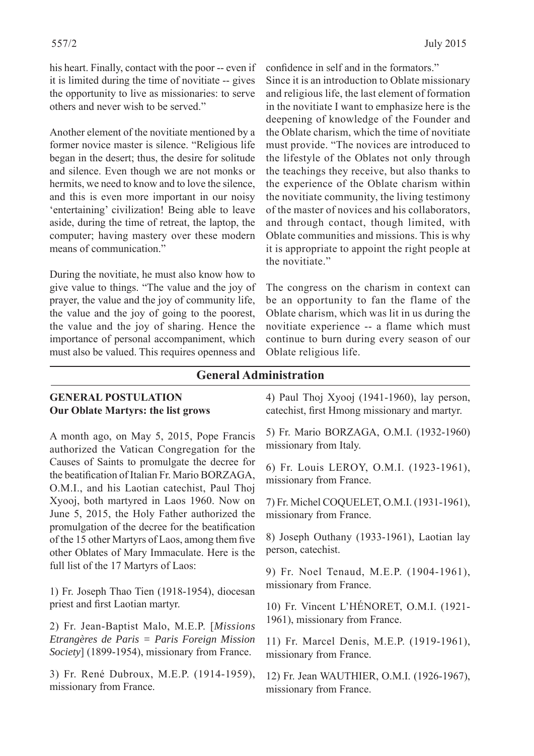his heart. Finally, contact with the poor -- even if it is limited during the time of novitiate -- gives the opportunity to live as missionaries: to serve others and never wish to be served."

Another element of the novitiate mentioned by a former novice master is silence. "Religious life began in the desert; thus, the desire for solitude and silence. Even though we are not monks or hermits, we need to know and to love the silence, and this is even more important in our noisy 'entertaining' civilization! Being able to leave aside, during the time of retreat, the laptop, the computer; having mastery over these modern means of communication."

During the novitiate, he must also know how to give value to things. "The value and the joy of prayer, the value and the joy of community life, the value and the joy of going to the poorest, the value and the joy of sharing. Hence the importance of personal accompaniment, which must also be valued. This requires openness and confidence in self and in the formators."

Since it is an introduction to Oblate missionary and religious life, the last element of formation in the novitiate I want to emphasize here is the deepening of knowledge of the Founder and the Oblate charism, which the time of novitiate must provide. "The novices are introduced to the lifestyle of the Oblates not only through the teachings they receive, but also thanks to the experience of the Oblate charism within the novitiate community, the living testimony of the master of novices and his collaborators, and through contact, though limited, with Oblate communities and missions. This is why it is appropriate to appoint the right people at the novitiate."

The congress on the charism in context can be an opportunity to fan the flame of the Oblate charism, which was lit in us during the novitiate experience -- a flame which must continue to burn during every season of our Oblate religious life.

## General Administration

**GENERAL POSTULATION**
**Our Oblate Martyrs: the list grows**

A month ago, on May 5, 2015, Pope Francis authorized the Vatican Congregation for the Causes of Saints to promulgate the decree for the beatification of Italian Fr. Mario BORZAGA, O.M.I., and his Laotian catechist, Paul Thoj Xyooj, both martyred in Laos 1960. Now on June 5, 2015, the Holy Father authorized the promulgation of the decree for the beatification of the 15 other Martyrs of Laos, among them five other Oblates of Mary Immaculate. Here is the full list of the 17 Martyrs of Laos:

1) Fr. Joseph Thao Tien (1918-1954), diocesan priest and first Laotian martyr.

2) Fr. Jean-Baptist Malo, M.E.P. [*Missions Etrangères de Paris = Paris Foreign Mission Society*] (1899-1954), missionary from France.

3) Fr. René Dubroux, M.E.P. (1914-1959), missionary from France.

4) Paul Thoj Xyooj (1941-1960), lay person, catechist, first Hmong missionary and martyr.

5) Fr. Mario BORZAGA, O.M.I. (1932-1960) missionary from Italy.

6) Fr. Louis LEROY, O.M.I. (1923-1961), missionary from France.

7) Fr. Michel COQUELET, O.M.I. (1931-1961), missionary from France.

8) Joseph Outhany (1933-1961), Laotian lay person, catechist.

9) Fr. Noel Tenaud, M.E.P. (1904-1961), missionary from France.

10) Fr. Vincent L'HÉNORET, O.M.I. (1921-1961), missionary from France.

11) Fr. Marcel Denis, M.E.P. (1919-1961), missionary from France.

12) Fr. Jean WAUTHIER, O.M.I. (1926-1967), missionary from France.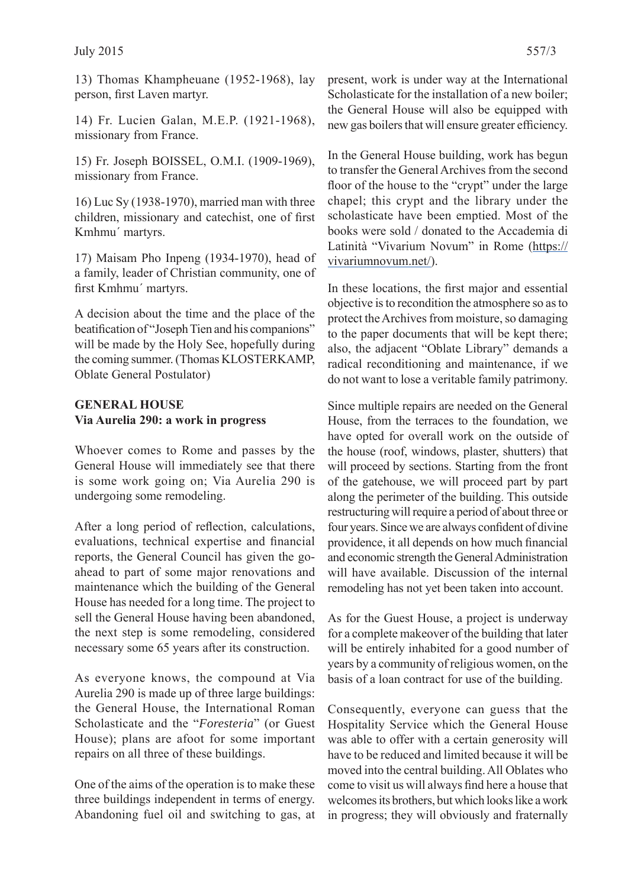13) Thomas Khampheuane (1952-1968), lay person, first Laven martyr.

14) Fr. Lucien Galan, M.E.P. (1921-1968), missionary from France.

15) Fr. Joseph BOISSEL, O.M.I. (1909-1969), missionary from France.

16) Luc Sy (1938-1970), married man with three children, missionary and catechist, one of first Kmhmu´ martyrs.

17) Maisam Pho Inpeng (1934-1970), head of a family, leader of Christian community, one of first Kmhmu´ martyrs.

A decision about the time and the place of the beatification of "Joseph Tien and his companions" will be made by the Holy See, hopefully during the coming summer. (Thomas KLOSTERKAMP, Oblate General Postulator)

## GENERAL HOUSE
### Via Aurelia 290: a work in progress

Whoever comes to Rome and passes by the General House will immediately see that there is some work going on; Via Aurelia 290 is undergoing some remodeling.

After a long period of reflection, calculations, evaluations, technical expertise and financial reports, the General Council has given the go-ahead to part of some major renovations and maintenance which the building of the General House has needed for a long time. The project to sell the General House having been abandoned, the next step is some remodeling, considered necessary some 65 years after its construction.

As everyone knows, the compound at Via Aurelia 290 is made up of three large buildings: the General House, the International Roman Scholasticate and the "*Foresteria*" (or Guest House); plans are afoot for some important repairs on all three of these buildings.

One of the aims of the operation is to make these three buildings independent in terms of energy. Abandoning fuel oil and switching to gas, at present, work is under way at the International Scholasticate for the installation of a new boiler; the General House will also be equipped with new gas boilers that will ensure greater efficiency.

In the General House building, work has begun to transfer the General Archives from the second floor of the house to the "crypt" under the large chapel; this crypt and the library under the scholasticate have been emptied. Most of the books were sold / donated to the Accademia di Latinità "Vivarium Novum" in Rome (https://vivariumnovum.net/).

In these locations, the first major and essential objective is to recondition the atmosphere so as to protect the Archives from moisture, so damaging to the paper documents that will be kept there; also, the adjacent "Oblate Library" demands a radical reconditioning and maintenance, if we do not want to lose a veritable family patrimony.

Since multiple repairs are needed on the General House, from the terraces to the foundation, we have opted for overall work on the outside of the house (roof, windows, plaster, shutters) that will proceed by sections. Starting from the front of the gatehouse, we will proceed part by part along the perimeter of the building. This outside restructuring will require a period of about three or four years. Since we are always confident of divine providence, it all depends on how much financial and economic strength the General Administration will have available. Discussion of the internal remodeling has not yet been taken into account.

As for the Guest House, a project is underway for a complete makeover of the building that later will be entirely inhabited for a good number of years by a community of religious women, on the basis of a loan contract for use of the building.

Consequently, everyone can guess that the Hospitality Service which the General House was able to offer with a certain generosity will have to be reduced and limited because it will be moved into the central building. All Oblates who come to visit us will always find here a house that welcomes its brothers, but which looks like a work in progress; they will obviously and fraternally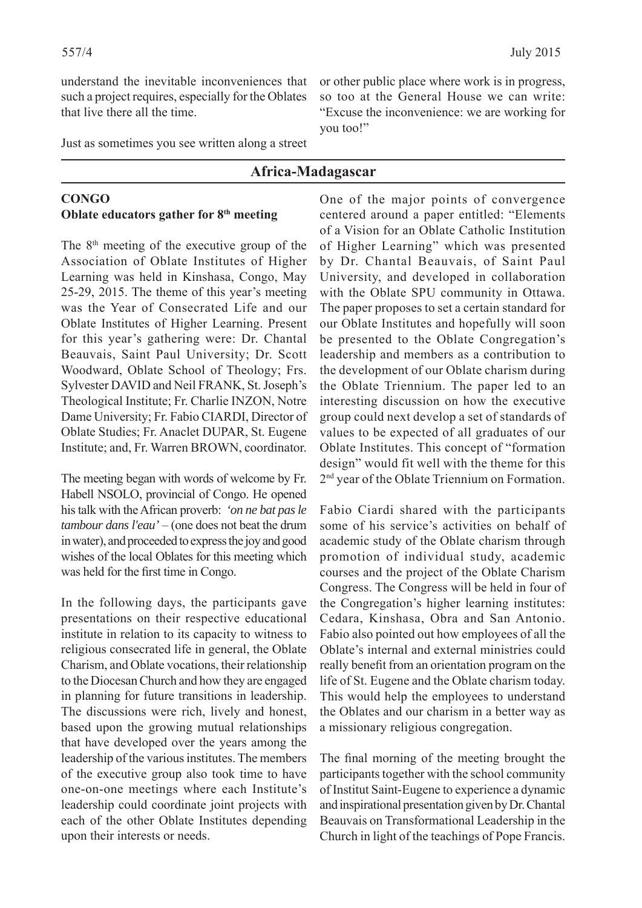understand the inevitable inconveniences that such a project requires, especially for the Oblates that live there all the time.

Just as sometimes you see written along a street or other public place where work is in progress, so too at the General House we can write: "Excuse the inconvenience: we are working for you too!"

## Africa-Madagascar

### CONGO
### Oblate educators gather for 8th meeting

The 8th meeting of the executive group of the Association of Oblate Institutes of Higher Learning was held in Kinshasa, Congo, May 25-29, 2015. The theme of this year's meeting was the Year of Consecrated Life and our Oblate Institutes of Higher Learning. Present for this year's gathering were: Dr. Chantal Beauvais, Saint Paul University; Dr. Scott Woodward, Oblate School of Theology; Frs. Sylvester DAVID and Neil FRANK, St. Joseph's Theological Institute; Fr. Charlie INZON, Notre Dame University; Fr. Fabio CIARDI, Director of Oblate Studies; Fr. Anaclet DUPAR, St. Eugene Institute; and, Fr. Warren BROWN, coordinator.

The meeting began with words of welcome by Fr. Habell NSOLO, provincial of Congo. He opened his talk with the African proverb: *'on ne bat pas le tambour dans l'eau'* – (one does not beat the drum in water), and proceeded to express the joy and good wishes of the local Oblates for this meeting which was held for the first time in Congo.

In the following days, the participants gave presentations on their respective educational institute in relation to its capacity to witness to religious consecrated life in general, the Oblate Charism, and Oblate vocations, their relationship to the Diocesan Church and how they are engaged in planning for future transitions in leadership. The discussions were rich, lively and honest, based upon the growing mutual relationships that have developed over the years among the leadership of the various institutes. The members of the executive group also took time to have one-on-one meetings where each Institute's leadership could coordinate joint projects with each of the other Oblate Institutes depending upon their interests or needs.

One of the major points of convergence centered around a paper entitled: "Elements of a Vision for an Oblate Catholic Institution of Higher Learning" which was presented by Dr. Chantal Beauvais, of Saint Paul University, and developed in collaboration with the Oblate SPU community in Ottawa. The paper proposes to set a certain standard for our Oblate Institutes and hopefully will soon be presented to the Oblate Congregation's leadership and members as a contribution to the development of our Oblate charism during the Oblate Triennium. The paper led to an interesting discussion on how the executive group could next develop a set of standards of values to be expected of all graduates of our Oblate Institutes. This concept of "formation design" would fit well with the theme for this 2nd year of the Oblate Triennium on Formation.

Fabio Ciardi shared with the participants some of his service's activities on behalf of academic study of the Oblate charism through promotion of individual study, academic courses and the project of the Oblate Charism Congress. The Congress will be held in four of the Congregation's higher learning institutes: Cedara, Kinshasa, Obra and San Antonio. Fabio also pointed out how employees of all the Oblate's internal and external ministries could really benefit from an orientation program on the life of St. Eugene and the Oblate charism today. This would help the employees to understand the Oblates and our charism in a better way as a missionary religious congregation.

The final morning of the meeting brought the participants together with the school community of Institut Saint-Eugene to experience a dynamic and inspirational presentation given by Dr. Chantal Beauvais on Transformational Leadership in the Church in light of the teachings of Pope Francis.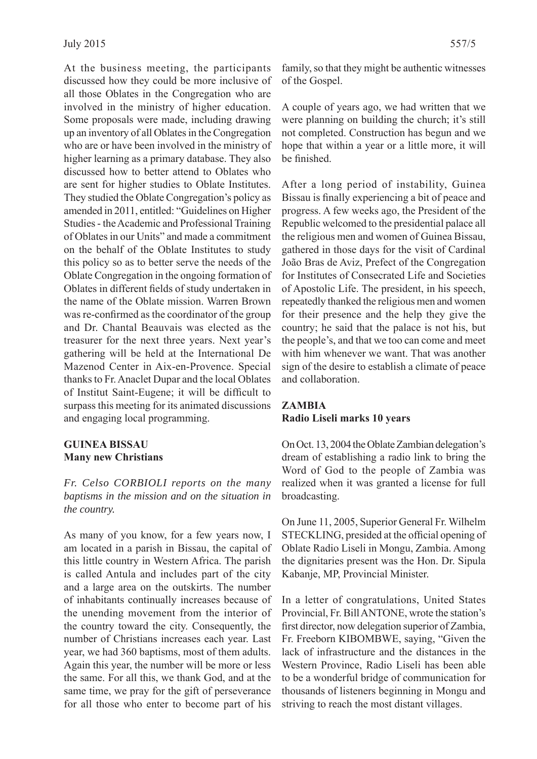At the business meeting, the participants discussed how they could be more inclusive of all those Oblates in the Congregation who are involved in the ministry of higher education. Some proposals were made, including drawing up an inventory of all Oblates in the Congregation who are or have been involved in the ministry of higher learning as a primary database. They also discussed how to better attend to Oblates who are sent for higher studies to Oblate Institutes. They studied the Oblate Congregation's policy as amended in 2011, entitled: "Guidelines on Higher Studies - the Academic and Professional Training of Oblates in our Units" and made a commitment on the behalf of the Oblate Institutes to study this policy so as to better serve the needs of the Oblate Congregation in the ongoing formation of Oblates in different fields of study undertaken in the name of the Oblate mission. Warren Brown was re-confirmed as the coordinator of the group and Dr. Chantal Beauvais was elected as the treasurer for the next three years. Next year's gathering will be held at the International De Mazenod Center in Aix-en-Provence. Special thanks to Fr. Anaclet Dupar and the local Oblates of Institut Saint-Eugene; it will be difficult to surpass this meeting for its animated discussions and engaging local programming.

## GUINEA BISSAU
### Many new Christians

*Fr. Celso CORBIOLI reports on the many baptisms in the mission and on the situation in the country.*

As many of you know, for a few years now, I am located in a parish in Bissau, the capital of this little country in Western Africa. The parish is called Antula and includes part of the city and a large area on the outskirts. The number of inhabitants continually increases because of the unending movement from the interior of the country toward the city. Consequently, the number of Christians increases each year. Last year, we had 360 baptisms, most of them adults. Again this year, the number will be more or less the same. For all this, we thank God, and at the same time, we pray for the gift of perseverance for all those who enter to become part of his family, so that they might be authentic witnesses of the Gospel.

A couple of years ago, we had written that we were planning on building the church; it's still not completed. Construction has begun and we hope that within a year or a little more, it will be finished.

After a long period of instability, Guinea Bissau is finally experiencing a bit of peace and progress. A few weeks ago, the President of the Republic welcomed to the presidential palace all the religious men and women of Guinea Bissau, gathered in those days for the visit of Cardinal João Bras de Aviz, Prefect of the Congregation for Institutes of Consecrated Life and Societies of Apostolic Life. The president, in his speech, repeatedly thanked the religious men and women for their presence and the help they give the country; he said that the palace is not his, but the people's, and that we too can come and meet with him whenever we want. That was another sign of the desire to establish a climate of peace and collaboration.

## ZAMBIA
### Radio Liseli marks 10 years

On Oct. 13, 2004 the Oblate Zambian delegation's dream of establishing a radio link to bring the Word of God to the people of Zambia was realized when it was granted a license for full broadcasting.

On June 11, 2005, Superior General Fr. Wilhelm STECKLING, presided at the official opening of Oblate Radio Liseli in Mongu, Zambia. Among the dignitaries present was the Hon. Dr. Sipula Kabanje, MP, Provincial Minister.

In a letter of congratulations, United States Provincial, Fr. Bill ANTONE, wrote the station's first director, now delegation superior of Zambia, Fr. Freeborn KIBOMBWE, saying, "Given the lack of infrastructure and the distances in the Western Province, Radio Liseli has been able to be a wonderful bridge of communication for thousands of listeners beginning in Mongu and striving to reach the most distant villages.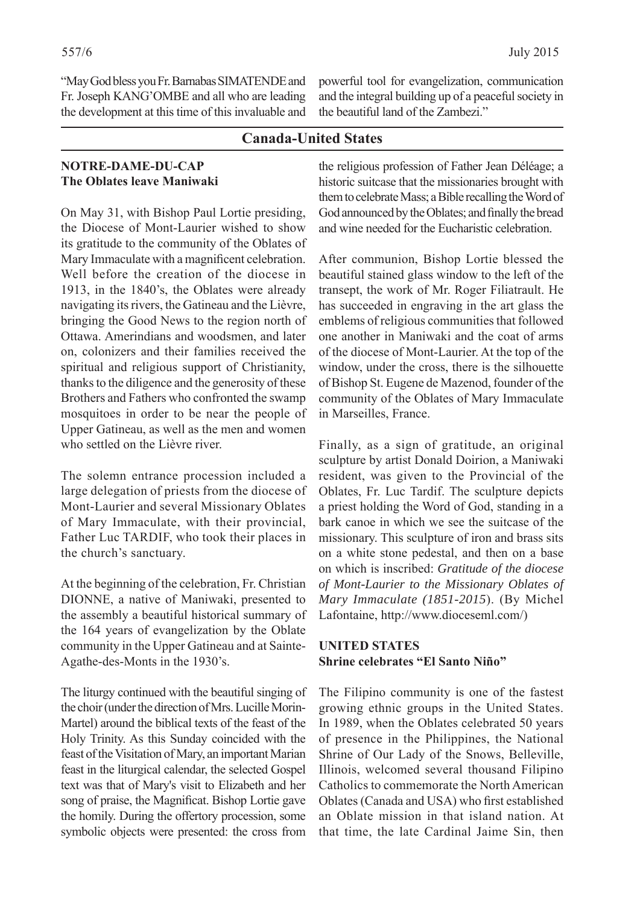"May God bless you Fr. Barnabas SIMATENDE and Fr. Joseph KANG'OMBE and all who are leading the development at this time of this invaluable and powerful tool for evangelization, communication and the integral building up of a peaceful society in the beautiful land of the Zambezi."

## Canada-United States

### NOTRE-DAME-DU-CAP
### The Oblates leave Maniwaki

On May 31, with Bishop Paul Lortie presiding, the Diocese of Mont-Laurier wished to show its gratitude to the community of the Oblates of Mary Immaculate with a magnificent celebration. Well before the creation of the diocese in 1913, in the 1840's, the Oblates were already navigating its rivers, the Gatineau and the Lièvre, bringing the Good News to the region north of Ottawa. Amerindians and woodsmen, and later on, colonizers and their families received the spiritual and religious support of Christianity, thanks to the diligence and the generosity of these Brothers and Fathers who confronted the swamp mosquitoes in order to be near the people of Upper Gatineau, as well as the men and women who settled on the Lièvre river.

The solemn entrance procession included a large delegation of priests from the diocese of Mont-Laurier and several Missionary Oblates of Mary Immaculate, with their provincial, Father Luc TARDIF, who took their places in the church's sanctuary.

At the beginning of the celebration, Fr. Christian DIONNE, a native of Maniwaki, presented to the assembly a beautiful historical summary of the 164 years of evangelization by the Oblate community in the Upper Gatineau and at Sainte-Agathe-des-Monts in the 1930's.

The liturgy continued with the beautiful singing of the choir (under the direction of Mrs. Lucille Morin-Martel) around the biblical texts of the feast of the Holy Trinity. As this Sunday coincided with the feast of the Visitation of Mary, an important Marian feast in the liturgical calendar, the selected Gospel text was that of Mary's visit to Elizabeth and her song of praise, the Magnificat. Bishop Lortie gave the homily. During the offertory procession, some symbolic objects were presented: the cross from the religious profession of Father Jean Déléage; a historic suitcase that the missionaries brought with them to celebrate Mass; a Bible recalling the Word of God announced by the Oblates; and finally the bread and wine needed for the Eucharistic celebration.

After communion, Bishop Lortie blessed the beautiful stained glass window to the left of the transept, the work of Mr. Roger Filiatrault. He has succeeded in engraving in the art glass the emblems of religious communities that followed one another in Maniwaki and the coat of arms of the diocese of Mont-Laurier. At the top of the window, under the cross, there is the silhouette of Bishop St. Eugene de Mazenod, founder of the community of the Oblates of Mary Immaculate in Marseilles, France.

Finally, as a sign of gratitude, an original sculpture by artist Donald Doirion, a Maniwaki resident, was given to the Provincial of the Oblates, Fr. Luc Tardif. The sculpture depicts a priest holding the Word of God, standing in a bark canoe in which we see the suitcase of the missionary. This sculpture of iron and brass sits on a white stone pedestal, and then on a base on which is inscribed: *Gratitude of the diocese of Mont-Laurier to the Missionary Oblates of Mary Immaculate (1851-2015*). (By Michel Lafontaine, http://www.dioceseml.com/)

### UNITED STATES
### Shrine celebrates "El Santo Niño"

The Filipino community is one of the fastest growing ethnic groups in the United States. In 1989, when the Oblates celebrated 50 years of presence in the Philippines, the National Shrine of Our Lady of the Snows, Belleville, Illinois, welcomed several thousand Filipino Catholics to commemorate the North American Oblates (Canada and USA) who first established an Oblate mission in that island nation. At that time, the late Cardinal Jaime Sin, then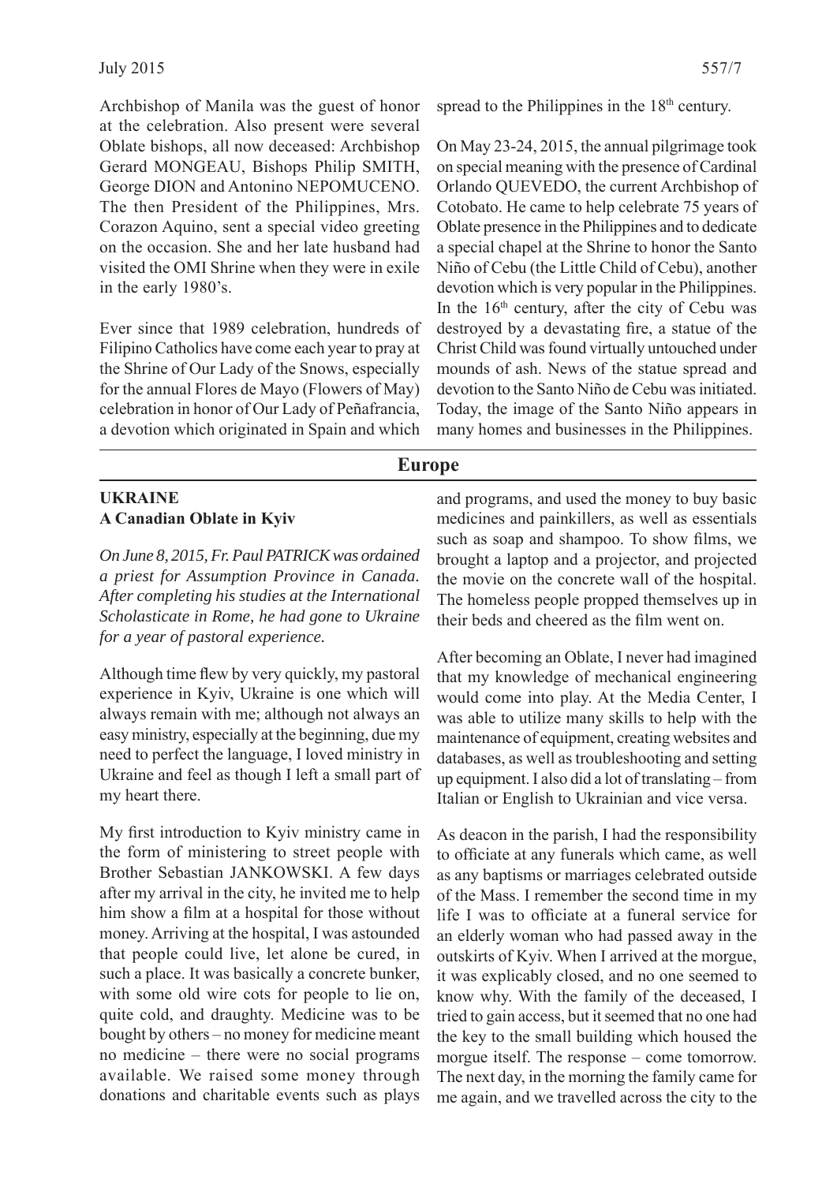Archbishop of Manila was the guest of honor at the celebration. Also present were several Oblate bishops, all now deceased: Archbishop Gerard MONGEAU, Bishops Philip SMITH, George DION and Antonino NEPOMUCENO. The then President of the Philippines, Mrs. Corazon Aquino, sent a special video greeting on the occasion. She and her late husband had visited the OMI Shrine when they were in exile in the early 1980's.

Ever since that 1989 celebration, hundreds of Filipino Catholics have come each year to pray at the Shrine of Our Lady of the Snows, especially for the annual Flores de Mayo (Flowers of May) celebration in honor of Our Lady of Peñafrancia, a devotion which originated in Spain and which spread to the Philippines in the 18th century.

On May 23-24, 2015, the annual pilgrimage took on special meaning with the presence of Cardinal Orlando QUEVEDO, the current Archbishop of Cotobato. He came to help celebrate 75 years of Oblate presence in the Philippines and to dedicate a special chapel at the Shrine to honor the Santo Niño of Cebu (the Little Child of Cebu), another devotion which is very popular in the Philippines. In the 16th century, after the city of Cebu was destroyed by a devastating fire, a statue of the Christ Child was found virtually untouched under mounds of ash. News of the statue spread and devotion to the Santo Niño de Cebu was initiated. Today, the image of the Santo Niño appears in many homes and businesses in the Philippines.

## Europe

### UKRAINE
### A Canadian Oblate in Kyiv

*On June 8, 2015, Fr. Paul PATRICK was ordained a priest for Assumption Province in Canada. After completing his studies at the International Scholasticate in Rome, he had gone to Ukraine for a year of pastoral experience.*

Although time flew by very quickly, my pastoral experience in Kyiv, Ukraine is one which will always remain with me; although not always an easy ministry, especially at the beginning, due my need to perfect the language, I loved ministry in Ukraine and feel as though I left a small part of my heart there.

My first introduction to Kyiv ministry came in the form of ministering to street people with Brother Sebastian JANKOWSKI. A few days after my arrival in the city, he invited me to help him show a film at a hospital for those without money. Arriving at the hospital, I was astounded that people could live, let alone be cured, in such a place. It was basically a concrete bunker, with some old wire cots for people to lie on, quite cold, and draughty. Medicine was to be bought by others – no money for medicine meant no medicine – there were no social programs available. We raised some money through donations and charitable events such as plays and programs, and used the money to buy basic medicines and painkillers, as well as essentials such as soap and shampoo. To show films, we brought a laptop and a projector, and projected the movie on the concrete wall of the hospital. The homeless people propped themselves up in their beds and cheered as the film went on.

After becoming an Oblate, I never had imagined that my knowledge of mechanical engineering would come into play. At the Media Center, I was able to utilize many skills to help with the maintenance of equipment, creating websites and databases, as well as troubleshooting and setting up equipment. I also did a lot of translating – from Italian or English to Ukrainian and vice versa.

As deacon in the parish, I had the responsibility to officiate at any funerals which came, as well as any baptisms or marriages celebrated outside of the Mass. I remember the second time in my life I was to officiate at a funeral service for an elderly woman who had passed away in the outskirts of Kyiv. When I arrived at the morgue, it was explicably closed, and no one seemed to know why. With the family of the deceased, I tried to gain access, but it seemed that no one had the key to the small building which housed the morgue itself. The response – come tomorrow. The next day, in the morning the family came for me again, and we travelled across the city to the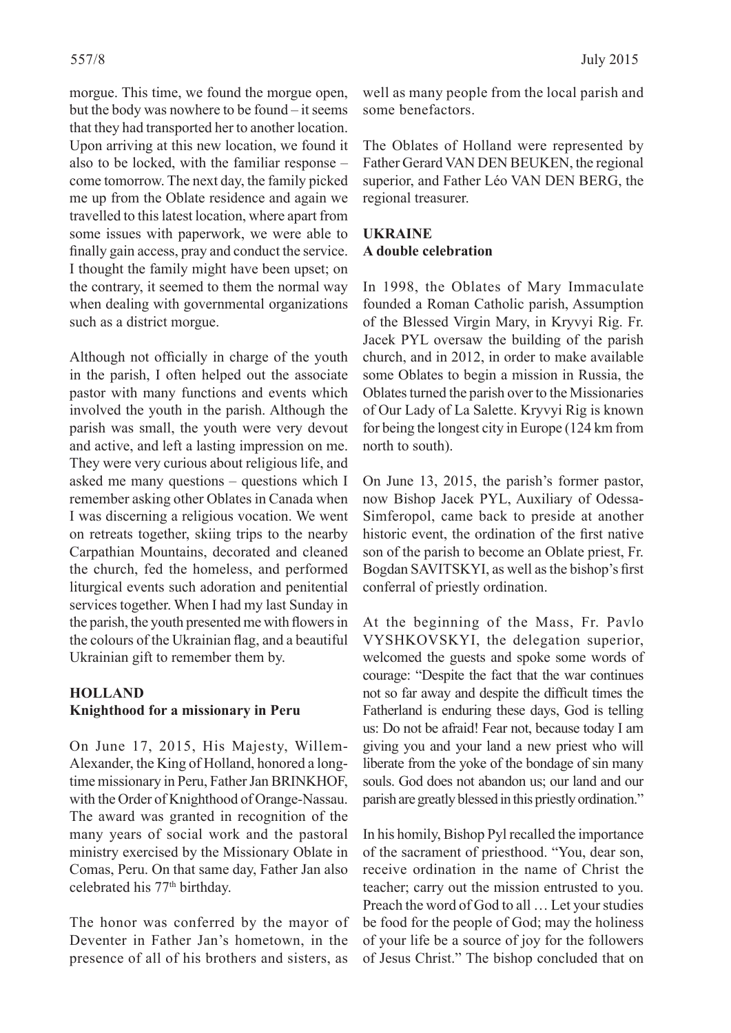morgue. This time, we found the morgue open, but the body was nowhere to be found – it seems that they had transported her to another location. Upon arriving at this new location, we found it also to be locked, with the familiar response – come tomorrow. The next day, the family picked me up from the Oblate residence and again we travelled to this latest location, where apart from some issues with paperwork, we were able to finally gain access, pray and conduct the service. I thought the family might have been upset; on the contrary, it seemed to them the normal way when dealing with governmental organizations such as a district morgue.

Although not officially in charge of the youth in the parish, I often helped out the associate pastor with many functions and events which involved the youth in the parish. Although the parish was small, the youth were very devout and active, and left a lasting impression on me. They were very curious about religious life, and asked me many questions – questions which I remember asking other Oblates in Canada when I was discerning a religious vocation. We went on retreats together, skiing trips to the nearby Carpathian Mountains, decorated and cleaned the church, fed the homeless, and performed liturgical events such adoration and penitential services together. When I had my last Sunday in the parish, the youth presented me with flowers in the colours of the Ukrainian flag, and a beautiful Ukrainian gift to remember them by.

## HOLLAND
### Knighthood for a missionary in Peru

On June 17, 2015, His Majesty, Willem-Alexander, the King of Holland, honored a long-time missionary in Peru, Father Jan BRINKHOF, with the Order of Knighthood of Orange-Nassau. The award was granted in recognition of the many years of social work and the pastoral ministry exercised by the Missionary Oblate in Comas, Peru. On that same day, Father Jan also celebrated his 77th birthday.

The honor was conferred by the mayor of Deventer in Father Jan's hometown, in the presence of all of his brothers and sisters, as well as many people from the local parish and some benefactors.

The Oblates of Holland were represented by Father Gerard VAN DEN BEUKEN, the regional superior, and Father Léo VAN DEN BERG, the regional treasurer.

## UKRAINE
### A double celebration

In 1998, the Oblates of Mary Immaculate founded a Roman Catholic parish, Assumption of the Blessed Virgin Mary, in Kryvyi Rig. Fr. Jacek PYL oversaw the building of the parish church, and in 2012, in order to make available some Oblates to begin a mission in Russia, the Oblates turned the parish over to the Missionaries of Our Lady of La Salette. Kryvyi Rig is known for being the longest city in Europe (124 km from north to south).

On June 13, 2015, the parish's former pastor, now Bishop Jacek PYL, Auxiliary of Odessa-Simferopol, came back to preside at another historic event, the ordination of the first native son of the parish to become an Oblate priest, Fr. Bogdan SAVITSKYI, as well as the bishop's first conferral of priestly ordination.

At the beginning of the Mass, Fr. Pavlo VYSHKOVSKYI, the delegation superior, welcomed the guests and spoke some words of courage: "Despite the fact that the war continues not so far away and despite the difficult times the Fatherland is enduring these days, God is telling us: Do not be afraid! Fear not, because today I am giving you and your land a new priest who will liberate from the yoke of the bondage of sin many souls. God does not abandon us; our land and our parish are greatly blessed in this priestly ordination."

In his homily, Bishop Pyl recalled the importance of the sacrament of priesthood. "You, dear son, receive ordination in the name of Christ the teacher; carry out the mission entrusted to you. Preach the word of God to all … Let your studies be food for the people of God; may the holiness of your life be a source of joy for the followers of Jesus Christ." The bishop concluded that on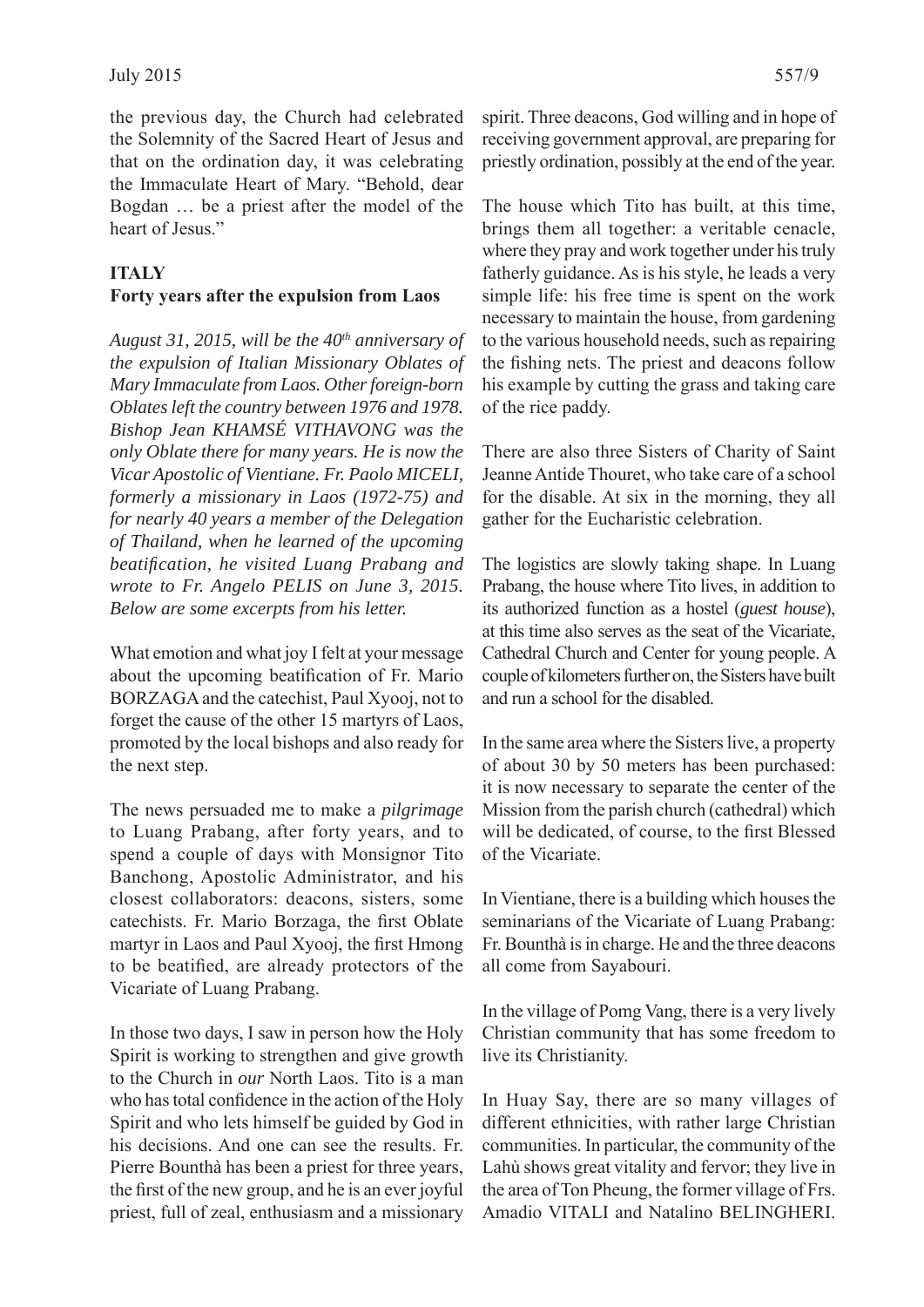the previous day, the Church had celebrated the Solemnity of the Sacred Heart of Jesus and that on the ordination day, it was celebrating the Immaculate Heart of Mary. "Behold, dear Bogdan … be a priest after the model of the heart of Jesus."

**ITALY**

**Forty years after the expulsion from Laos**

*August 31, 2015, will be the 40th anniversary of the expulsion of Italian Missionary Oblates of Mary Immaculate from Laos. Other foreign-born Oblates left the country between 1976 and 1978. Bishop Jean KHAMSÉ VITHAVONG was the only Oblate there for many years. He is now the Vicar Apostolic of Vientiane. Fr. Paolo MICELI, formerly a missionary in Laos (1972-75) and for nearly 40 years a member of the Delegation of Thailand, when he learned of the upcoming beatification, he visited Luang Prabang and wrote to Fr. Angelo PELIS on June 3, 2015. Below are some excerpts from his letter.*

What emotion and what joy I felt at your message about the upcoming beatification of Fr. Mario BORZAGA and the catechist, Paul Xyooj, not to forget the cause of the other 15 martyrs of Laos, promoted by the local bishops and also ready for the next step.

The news persuaded me to make a *pilgrimage* to Luang Prabang, after forty years, and to spend a couple of days with Monsignor Tito Banchong, Apostolic Administrator, and his closest collaborators: deacons, sisters, some catechists. Fr. Mario Borzaga, the first Oblate martyr in Laos and Paul Xyooj, the first Hmong to be beatified, are already protectors of the Vicariate of Luang Prabang.

In those two days, I saw in person how the Holy Spirit is working to strengthen and give growth to the Church in *our* North Laos. Tito is a man who has total confidence in the action of the Holy Spirit and who lets himself be guided by God in his decisions. And one can see the results. Fr. Pierre Bounthà has been a priest for three years, the first of the new group, and he is an ever joyful priest, full of zeal, enthusiasm and a missionary spirit. Three deacons, God willing and in hope of receiving government approval, are preparing for priestly ordination, possibly at the end of the year.

The house which Tito has built, at this time, brings them all together: a veritable cenacle, where they pray and work together under his truly fatherly guidance. As is his style, he leads a very simple life: his free time is spent on the work necessary to maintain the house, from gardening to the various household needs, such as repairing the fishing nets. The priest and deacons follow his example by cutting the grass and taking care of the rice paddy.

There are also three Sisters of Charity of Saint Jeanne Antide Thouret, who take care of a school for the disable. At six in the morning, they all gather for the Eucharistic celebration.

The logistics are slowly taking shape. In Luang Prabang, the house where Tito lives, in addition to its authorized function as a hostel (*guest house*), at this time also serves as the seat of the Vicariate, Cathedral Church and Center for young people. A couple of kilometers further on, the Sisters have built and run a school for the disabled.

In the same area where the Sisters live, a property of about 30 by 50 meters has been purchased: it is now necessary to separate the center of the Mission from the parish church (cathedral) which will be dedicated, of course, to the first Blessed of the Vicariate.

In Vientiane, there is a building which houses the seminarians of the Vicariate of Luang Prabang: Fr. Bounthà is in charge. He and the three deacons all come from Sayabouri.

In the village of Pomg Vang, there is a very lively Christian community that has some freedom to live its Christianity.

In Huay Say, there are so many villages of different ethnicities, with rather large Christian communities. In particular, the community of the Lahù shows great vitality and fervor; they live in the area of Ton Pheung, the former village of Frs. Amadio VITALI and Natalino BELINGHERI.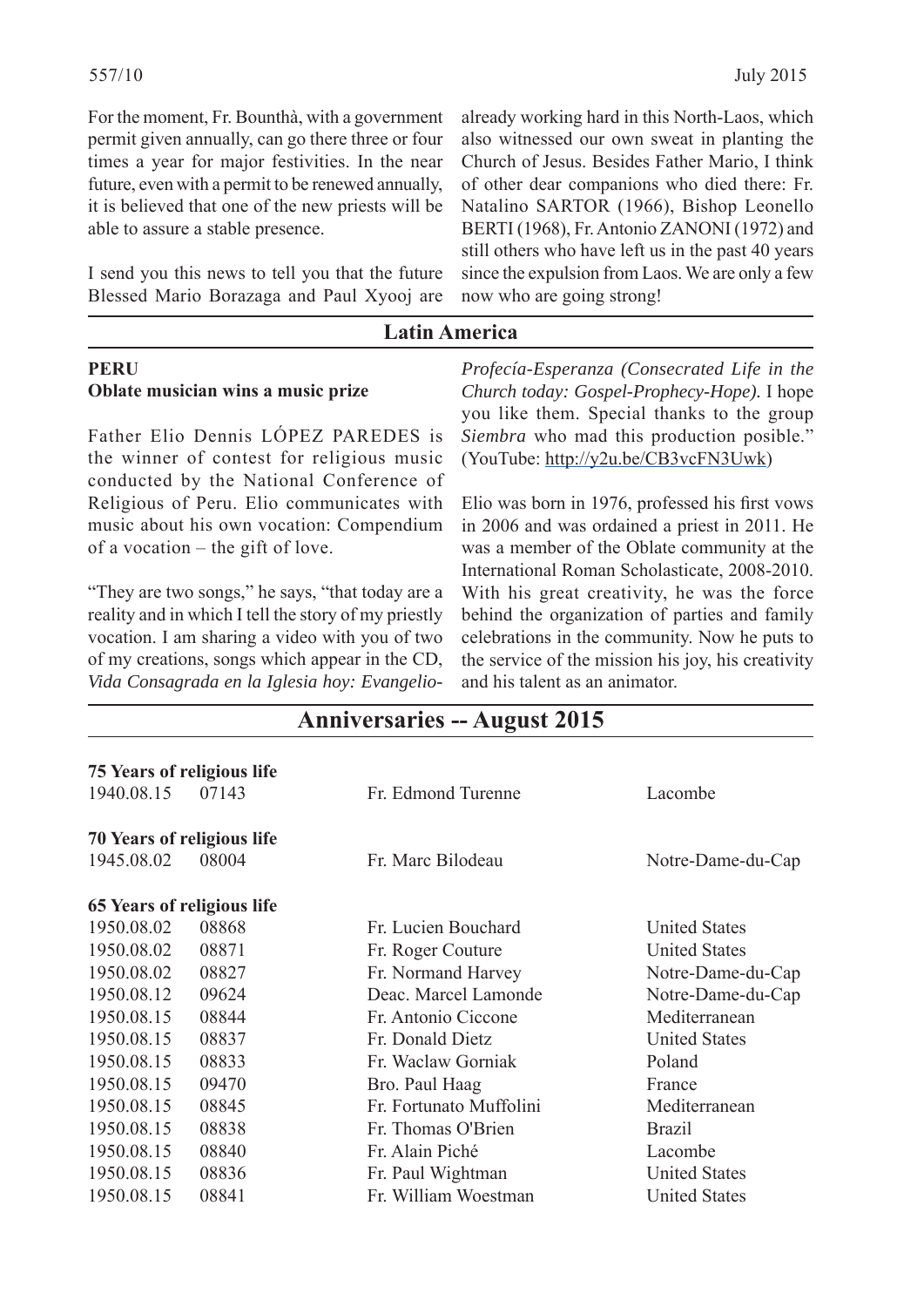For the moment, Fr. Bounthà, with a government permit given annually, can go there three or four times a year for major festivities. In the near future, even with a permit to be renewed annually, it is believed that one of the new priests will be able to assure a stable presence.

I send you this news to tell you that the future Blessed Mario Borazaga and Paul Xyooj are already working hard in this North-Laos, which also witnessed our own sweat in planting the Church of Jesus. Besides Father Mario, I think of other dear companions who died there: Fr. Natalino SARTOR (1966), Bishop Leonello BERTI (1968), Fr. Antonio ZANONI (1972) and still others who have left us in the past 40 years since the expulsion from Laos. We are only a few now who are going strong!

## Latin America

### PERU
**Oblate musician wins a music prize**

Father Elio Dennis LÓPEZ PAREDES is the winner of contest for religious music conducted by the National Conference of Religious of Peru. Elio communicates with music about his own vocation: Compendium of a vocation – the gift of love.

"They are two songs," he says, "that today are a reality and in which I tell the story of my priestly vocation. I am sharing a video with you of two of my creations, songs which appear in the CD, *Vida Consagrada en la Iglesia hoy: Evangelio-Profecía-Esperanza (Consecrated Life in the Church today: Gospel-Prophecy-Hope).* I hope you like them. Special thanks to the group *Siembra* who mad this production posible." (YouTube: http://y2u.be/CB3vcFN3Uwk)

Elio was born in 1976, professed his first vows in 2006 and was ordained a priest in 2011. He was a member of the Oblate community at the International Roman Scholasticate, 2008-2010. With his great creativity, he was the force behind the organization of parties and family celebrations in the community. Now he puts to the service of the mission his joy, his creativity and his talent as an animator.

## Anniversaries -- August 2015

**75 Years of religious life**

| | | | |
|---|---|---|---|
| 1940.08.15 | 07143 | Fr. Edmond Turenne | Lacombe |

**70 Years of religious life**

| | | | |
|---|---|---|---|
| 1945.08.02 | 08004 | Fr. Marc Bilodeau | Notre-Dame-du-Cap |

**65 Years of religious life**

| | | | |
|---|---|---|---|
| 1950.08.02 | 08868 | Fr. Lucien Bouchard | United States |
| 1950.08.02 | 08871 | Fr. Roger Couture | United States |
| 1950.08.02 | 08827 | Fr. Normand Harvey | Notre-Dame-du-Cap |
| 1950.08.12 | 09624 | Deac. Marcel Lamonde | Notre-Dame-du-Cap |
| 1950.08.15 | 08844 | Fr. Antonio Ciccone | Mediterranean |
| 1950.08.15 | 08837 | Fr. Donald Dietz | United States |
| 1950.08.15 | 08833 | Fr. Waclaw Gorniak | Poland |
| 1950.08.15 | 09470 | Bro. Paul Haag | France |
| 1950.08.15 | 08845 | Fr. Fortunato Muffolini | Mediterranean |
| 1950.08.15 | 08838 | Fr. Thomas O'Brien | Brazil |
| 1950.08.15 | 08840 | Fr. Alain Piché | Lacombe |
| 1950.08.15 | 08836 | Fr. Paul Wightman | United States |
| 1950.08.15 | 08841 | Fr. William Woestman | United States |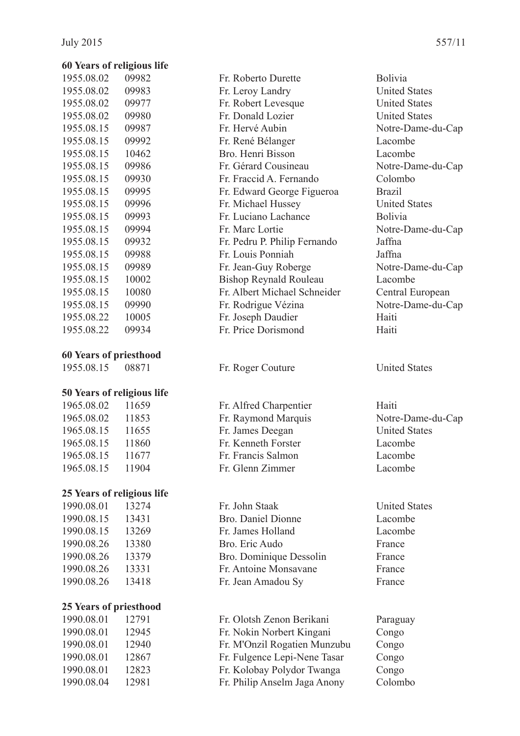**60 Years of religious life**

| | | | |
|---|---|---|---|
| 1955.08.02 | 09982 | Fr. Roberto Durette | Bolivia |
| 1955.08.02 | 09983 | Fr. Leroy Landry | United States |
| 1955.08.02 | 09977 | Fr. Robert Levesque | United States |
| 1955.08.02 | 09980 | Fr. Donald Lozier | United States |
| 1955.08.15 | 09987 | Fr. Hervé Aubin | Notre-Dame-du-Cap |
| 1955.08.15 | 09992 | Fr. René Bélanger | Lacombe |
| 1955.08.15 | 10462 | Bro. Henri Bisson | Lacombe |
| 1955.08.15 | 09986 | Fr. Gérard Cousineau | Notre-Dame-du-Cap |
| 1955.08.15 | 09930 | Fr. Fraccid A. Fernando | Colombo |
| 1955.08.15 | 09995 | Fr. Edward George Figueroa | Brazil |
| 1955.08.15 | 09996 | Fr. Michael Hussey | United States |
| 1955.08.15 | 09993 | Fr. Luciano Lachance | Bolivia |
| 1955.08.15 | 09994 | Fr. Marc Lortie | Notre-Dame-du-Cap |
| 1955.08.15 | 09932 | Fr. Pedru P. Philip Fernando | Jaffna |
| 1955.08.15 | 09988 | Fr. Louis Ponniah | Jaffna |
| 1955.08.15 | 09989 | Fr. Jean-Guy Roberge | Notre-Dame-du-Cap |
| 1955.08.15 | 10002 | Bishop Reynald Rouleau | Lacombe |
| 1955.08.15 | 10080 | Fr. Albert Michael Schneider | Central European |
| 1955.08.15 | 09990 | Fr. Rodrigue Vézina | Notre-Dame-du-Cap |
| 1955.08.22 | 10005 | Fr. Joseph Daudier | Haiti |
| 1955.08.22 | 09934 | Fr. Price Dorismond | Haiti |

**60 Years of priesthood**

| | | | |
|---|---|---|---|
| 1955.08.15 | 08871 | Fr. Roger Couture | United States |

**50 Years of religious life**

| | | | |
|---|---|---|---|
| 1965.08.02 | 11659 | Fr. Alfred Charpentier | Haiti |
| 1965.08.02 | 11853 | Fr. Raymond Marquis | Notre-Dame-du-Cap |
| 1965.08.15 | 11655 | Fr. James Deegan | United States |
| 1965.08.15 | 11860 | Fr. Kenneth Forster | Lacombe |
| 1965.08.15 | 11677 | Fr. Francis Salmon | Lacombe |
| 1965.08.15 | 11904 | Fr. Glenn Zimmer | Lacombe |

**25 Years of religious life**

| | | | |
|---|---|---|---|
| 1990.08.01 | 13274 | Fr. John Staak | United States |
| 1990.08.15 | 13431 | Bro. Daniel Dionne | Lacombe |
| 1990.08.15 | 13269 | Fr. James Holland | Lacombe |
| 1990.08.26 | 13380 | Bro. Eric Audo | France |
| 1990.08.26 | 13379 | Bro. Dominique Dessolin | France |
| 1990.08.26 | 13331 | Fr. Antoine Monsavane | France |
| 1990.08.26 | 13418 | Fr. Jean Amadou Sy | France |

**25 Years of priesthood**

| | | | |
|---|---|---|---|
| 1990.08.01 | 12791 | Fr. Olotsh Zenon Berikani | Paraguay |
| 1990.08.01 | 12945 | Fr. Nokin Norbert Kingani | Congo |
| 1990.08.01 | 12940 | Fr. M'Onzil Rogatien Munzubu | Congo |
| 1990.08.01 | 12867 | Fr. Fulgence Lepi-Nene Tasar | Congo |
| 1990.08.01 | 12823 | Fr. Kolobay Polydor Twanga | Congo |
| 1990.08.04 | 12981 | Fr. Philip Anselm Jaga Anony | Colombo |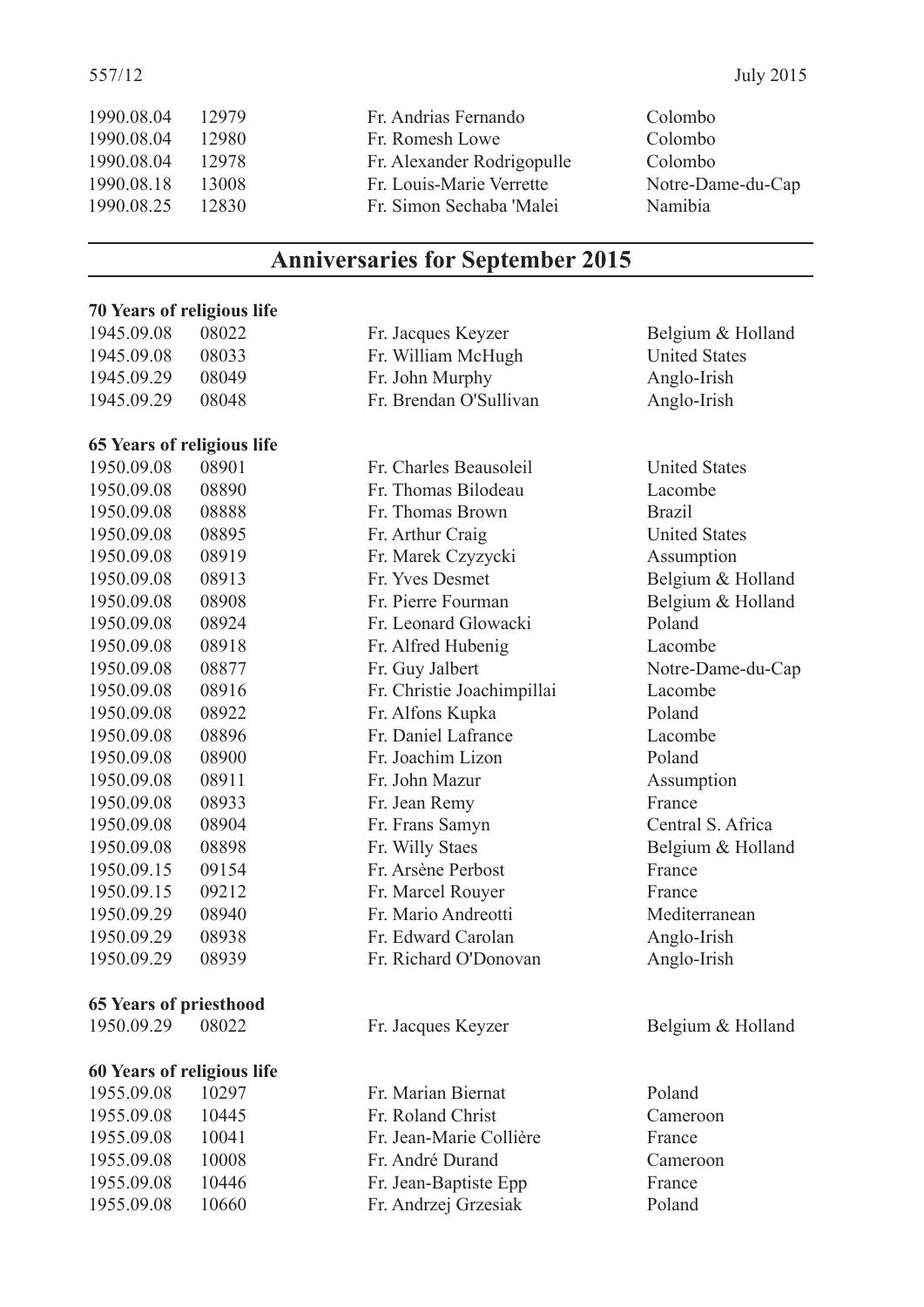| | | | |
|---|---|---|---|
| 1990.08.04 | 12979 | Fr. Andrias Fernando | Colombo |
| 1990.08.04 | 12980 | Fr. Romesh Lowe | Colombo |
| 1990.08.04 | 12978 | Fr. Alexander Rodrigopulle | Colombo |
| 1990.08.18 | 13008 | Fr. Louis-Marie Verrette | Notre-Dame-du-Cap |
| 1990.08.25 | 12830 | Fr. Simon Sechaba 'Malei | Namibia |

## Anniversaries for September 2015

**70 Years of religious life**

| | | | |
|---|---|---|---|
| 1945.09.08 | 08022 | Fr. Jacques Keyzer | Belgium & Holland |
| 1945.09.08 | 08033 | Fr. William McHugh | United States |
| 1945.09.29 | 08049 | Fr. John Murphy | Anglo-Irish |
| 1945.09.29 | 08048 | Fr. Brendan O'Sullivan | Anglo-Irish |

**65 Years of religious life**

| | | | |
|---|---|---|---|
| 1950.09.08 | 08901 | Fr. Charles Beausoleil | United States |
| 1950.09.08 | 08890 | Fr. Thomas Bilodeau | Lacombe |
| 1950.09.08 | 08888 | Fr. Thomas Brown | Brazil |
| 1950.09.08 | 08895 | Fr. Arthur Craig | United States |
| 1950.09.08 | 08919 | Fr. Marek Czyzycki | Assumption |
| 1950.09.08 | 08913 | Fr. Yves Desmet | Belgium & Holland |
| 1950.09.08 | 08908 | Fr. Pierre Fourman | Belgium & Holland |
| 1950.09.08 | 08924 | Fr. Leonard Glowacki | Poland |
| 1950.09.08 | 08918 | Fr. Alfred Hubenig | Lacombe |
| 1950.09.08 | 08877 | Fr. Guy Jalbert | Notre-Dame-du-Cap |
| 1950.09.08 | 08916 | Fr. Christie Joachimpillai | Lacombe |
| 1950.09.08 | 08922 | Fr. Alfons Kupka | Poland |
| 1950.09.08 | 08896 | Fr. Daniel Lafrance | Lacombe |
| 1950.09.08 | 08900 | Fr. Joachim Lizon | Poland |
| 1950.09.08 | 08911 | Fr. John Mazur | Assumption |
| 1950.09.08 | 08933 | Fr. Jean Remy | France |
| 1950.09.08 | 08904 | Fr. Frans Samyn | Central S. Africa |
| 1950.09.08 | 08898 | Fr. Willy Staes | Belgium & Holland |
| 1950.09.15 | 09154 | Fr. Arsène Perbost | France |
| 1950.09.15 | 09212 | Fr. Marcel Rouyer | France |
| 1950.09.29 | 08940 | Fr. Mario Andreotti | Mediterranean |
| 1950.09.29 | 08938 | Fr. Edward Carolan | Anglo-Irish |
| 1950.09.29 | 08939 | Fr. Richard O'Donovan | Anglo-Irish |

**65 Years of priesthood**

| | | | |
|---|---|---|---|
| 1950.09.29 | 08022 | Fr. Jacques Keyzer | Belgium & Holland |

**60 Years of religious life**

| | | | |
|---|---|---|---|
| 1955.09.08 | 10297 | Fr. Marian Biernat | Poland |
| 1955.09.08 | 10445 | Fr. Roland Christ | Cameroon |
| 1955.09.08 | 10041 | Fr. Jean-Marie Collière | France |
| 1955.09.08 | 10008 | Fr. André Durand | Cameroon |
| 1955.09.08 | 10446 | Fr. Jean-Baptiste Epp | France |
| 1955.09.08 | 10660 | Fr. Andrzej Grzesiak | Poland |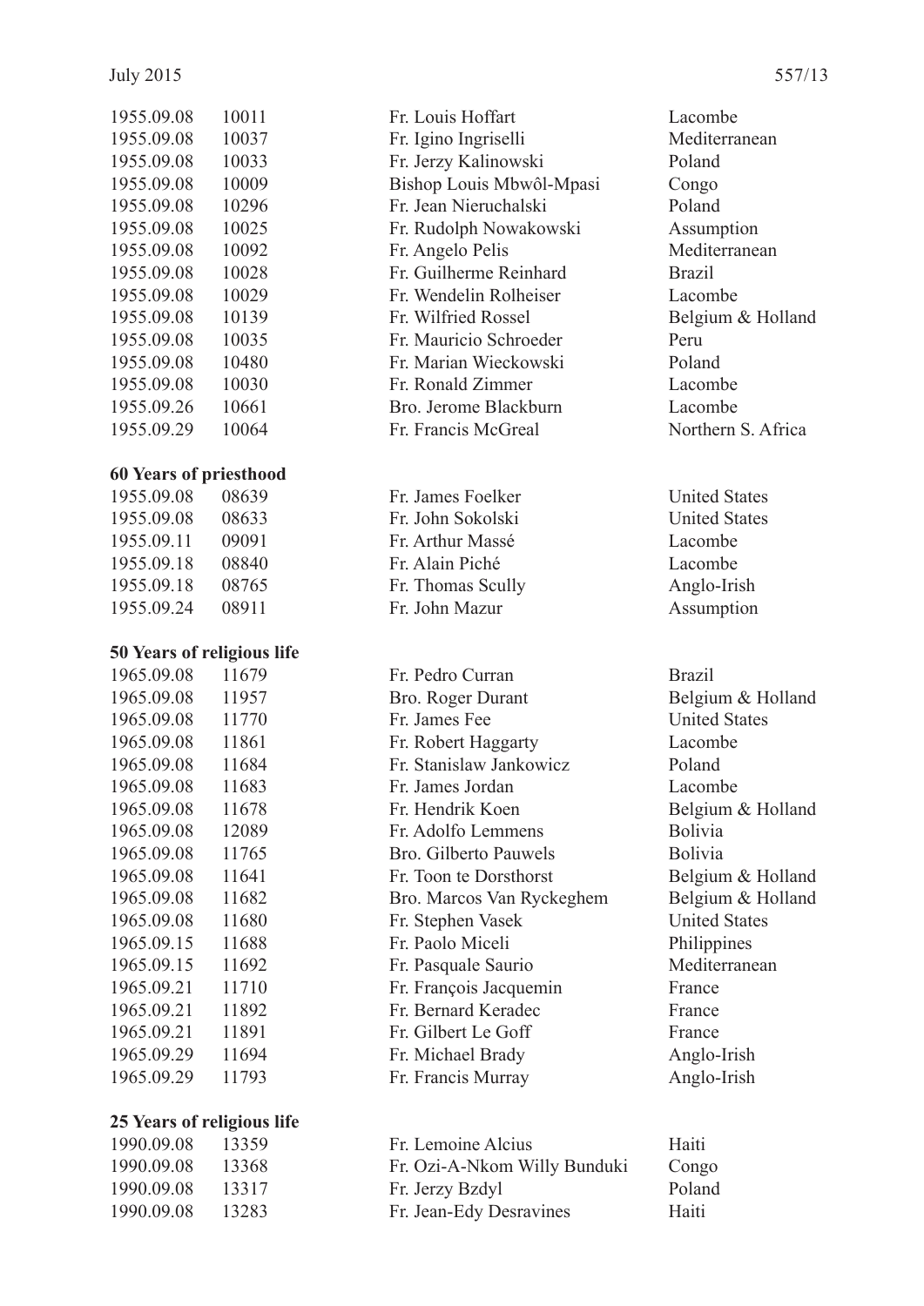| | | | |
|---|---|---|---|
| 1955.09.08 | 10011 | Fr. Louis Hoffart | Lacombe |
| 1955.09.08 | 10037 | Fr. Igino Ingriselli | Mediterranean |
| 1955.09.08 | 10033 | Fr. Jerzy Kalinowski | Poland |
| 1955.09.08 | 10009 | Bishop Louis Mbwôl-Mpasi | Congo |
| 1955.09.08 | 10296 | Fr. Jean Nieruchalski | Poland |
| 1955.09.08 | 10025 | Fr. Rudolph Nowakowski | Assumption |
| 1955.09.08 | 10092 | Fr. Angelo Pelis | Mediterranean |
| 1955.09.08 | 10028 | Fr. Guilherme Reinhard | Brazil |
| 1955.09.08 | 10029 | Fr. Wendelin Rolheiser | Lacombe |
| 1955.09.08 | 10139 | Fr. Wilfried Rossel | Belgium & Holland |
| 1955.09.08 | 10035 | Fr. Mauricio Schroeder | Peru |
| 1955.09.08 | 10480 | Fr. Marian Wieckowski | Poland |
| 1955.09.08 | 10030 | Fr. Ronald Zimmer | Lacombe |
| 1955.09.26 | 10661 | Bro. Jerome Blackburn | Lacombe |
| 1955.09.29 | 10064 | Fr. Francis McGreal | Northern S. Africa |

**60 Years of priesthood**

| | | | |
|---|---|---|---|
| 1955.09.08 | 08639 | Fr. James Foelker | United States |
| 1955.09.08 | 08633 | Fr. John Sokolski | United States |
| 1955.09.11 | 09091 | Fr. Arthur Massé | Lacombe |
| 1955.09.18 | 08840 | Fr. Alain Piché | Lacombe |
| 1955.09.18 | 08765 | Fr. Thomas Scully | Anglo-Irish |
| 1955.09.24 | 08911 | Fr. John Mazur | Assumption |

**50 Years of religious life**

| | | | |
|---|---|---|---|
| 1965.09.08 | 11679 | Fr. Pedro Curran | Brazil |
| 1965.09.08 | 11957 | Bro. Roger Durant | Belgium & Holland |
| 1965.09.08 | 11770 | Fr. James Fee | United States |
| 1965.09.08 | 11861 | Fr. Robert Haggarty | Lacombe |
| 1965.09.08 | 11684 | Fr. Stanislaw Jankowicz | Poland |
| 1965.09.08 | 11683 | Fr. James Jordan | Lacombe |
| 1965.09.08 | 11678 | Fr. Hendrik Koen | Belgium & Holland |
| 1965.09.08 | 12089 | Fr. Adolfo Lemmens | Bolivia |
| 1965.09.08 | 11765 | Bro. Gilberto Pauwels | Bolivia |
| 1965.09.08 | 11641 | Fr. Toon te Dorsthorst | Belgium & Holland |
| 1965.09.08 | 11682 | Bro. Marcos Van Ryckeghem | Belgium & Holland |
| 1965.09.08 | 11680 | Fr. Stephen Vasek | United States |
| 1965.09.15 | 11688 | Fr. Paolo Miceli | Philippines |
| 1965.09.15 | 11692 | Fr. Pasquale Saurio | Mediterranean |
| 1965.09.21 | 11710 | Fr. François Jacquemin | France |
| 1965.09.21 | 11892 | Fr. Bernard Keradec | France |
| 1965.09.21 | 11891 | Fr. Gilbert Le Goff | France |
| 1965.09.29 | 11694 | Fr. Michael Brady | Anglo-Irish |
| 1965.09.29 | 11793 | Fr. Francis Murray | Anglo-Irish |

**25 Years of religious life**

| | | | |
|---|---|---|---|
| 1990.09.08 | 13359 | Fr. Lemoine Alcius | Haiti |
| 1990.09.08 | 13368 | Fr. Ozi-A-Nkom Willy Bunduki | Congo |
| 1990.09.08 | 13317 | Fr. Jerzy Bzdyl | Poland |
| 1990.09.08 | 13283 | Fr. Jean-Edy Desravines | Haiti |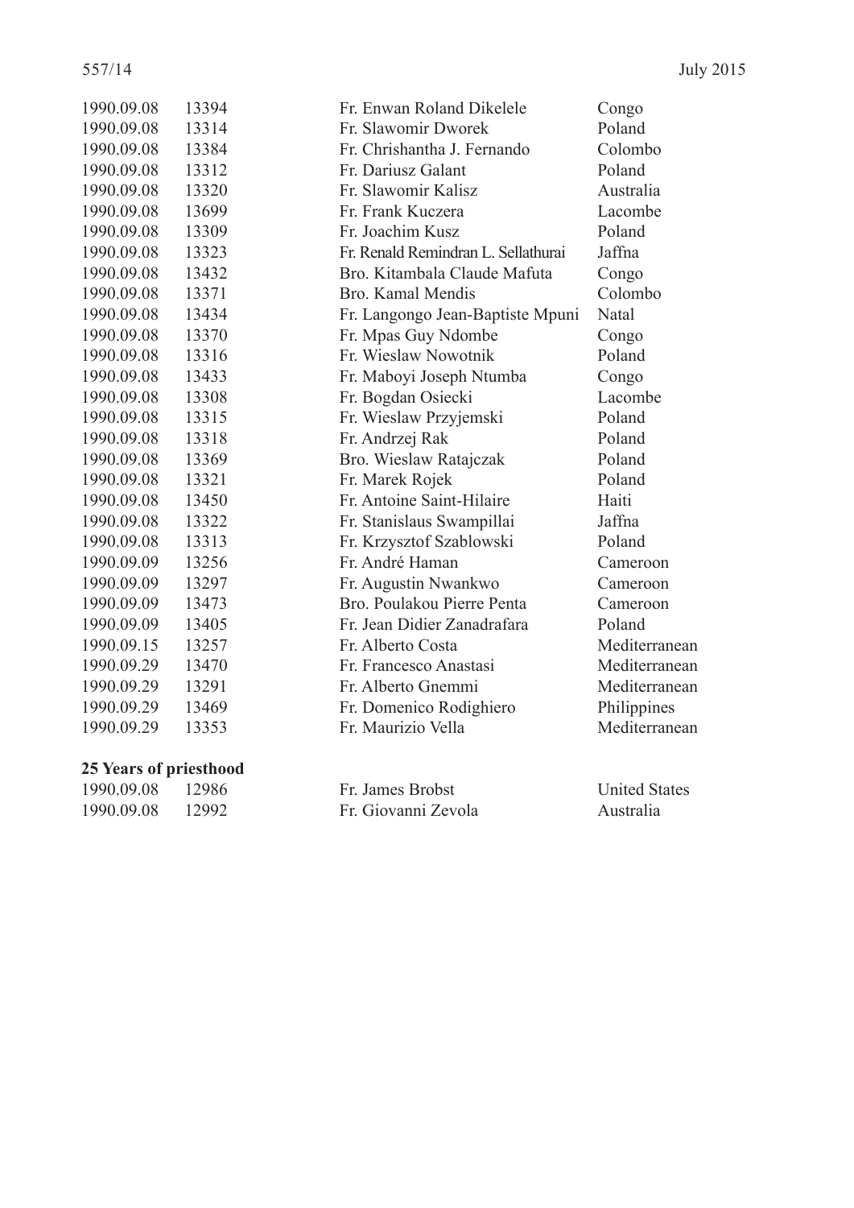| | | | |
|---|---|---|---|
| 1990.09.08 | 13394 | Fr. Enwan Roland Dikelele | Congo |
| 1990.09.08 | 13314 | Fr. Slawomir Dworek | Poland |
| 1990.09.08 | 13384 | Fr. Chrishantha J. Fernando | Colombo |
| 1990.09.08 | 13312 | Fr. Dariusz Galant | Poland |
| 1990.09.08 | 13320 | Fr. Slawomir Kalisz | Australia |
| 1990.09.08 | 13699 | Fr. Frank Kuczera | Lacombe |
| 1990.09.08 | 13309 | Fr. Joachim Kusz | Poland |
| 1990.09.08 | 13323 | Fr. Renald Remindran L. Sellathurai | Jaffna |
| 1990.09.08 | 13432 | Bro. Kitambala Claude Mafuta | Congo |
| 1990.09.08 | 13371 | Bro. Kamal Mendis | Colombo |
| 1990.09.08 | 13434 | Fr. Langongo Jean-Baptiste Mpuni | Natal |
| 1990.09.08 | 13370 | Fr. Mpas Guy Ndombe | Congo |
| 1990.09.08 | 13316 | Fr. Wieslaw Nowotnik | Poland |
| 1990.09.08 | 13433 | Fr. Maboyi Joseph Ntumba | Congo |
| 1990.09.08 | 13308 | Fr. Bogdan Osiecki | Lacombe |
| 1990.09.08 | 13315 | Fr. Wieslaw Przyjemski | Poland |
| 1990.09.08 | 13318 | Fr. Andrzej Rak | Poland |
| 1990.09.08 | 13369 | Bro. Wieslaw Ratajczak | Poland |
| 1990.09.08 | 13321 | Fr. Marek Rojek | Poland |
| 1990.09.08 | 13450 | Fr. Antoine Saint-Hilaire | Haiti |
| 1990.09.08 | 13322 | Fr. Stanislaus Swampillai | Jaffna |
| 1990.09.08 | 13313 | Fr. Krzysztof Szablowski | Poland |
| 1990.09.09 | 13256 | Fr. André Haman | Cameroon |
| 1990.09.09 | 13297 | Fr. Augustin Nwankwo | Cameroon |
| 1990.09.09 | 13473 | Bro. Poulakou Pierre Penta | Cameroon |
| 1990.09.09 | 13405 | Fr. Jean Didier Zanadrafara | Poland |
| 1990.09.15 | 13257 | Fr. Alberto Costa | Mediterranean |
| 1990.09.29 | 13470 | Fr. Francesco Anastasi | Mediterranean |
| 1990.09.29 | 13291 | Fr. Alberto Gnemmi | Mediterranean |
| 1990.09.29 | 13469 | Fr. Domenico Rodighiero | Philippines |
| 1990.09.29 | 13353 | Fr. Maurizio Vella | Mediterranean |

**25 Years of priesthood**

| | | | |
|---|---|---|---|
| 1990.09.08 | 12986 | Fr. James Brobst | United States |
| 1990.09.08 | 12992 | Fr. Giovanni Zevola | Australia |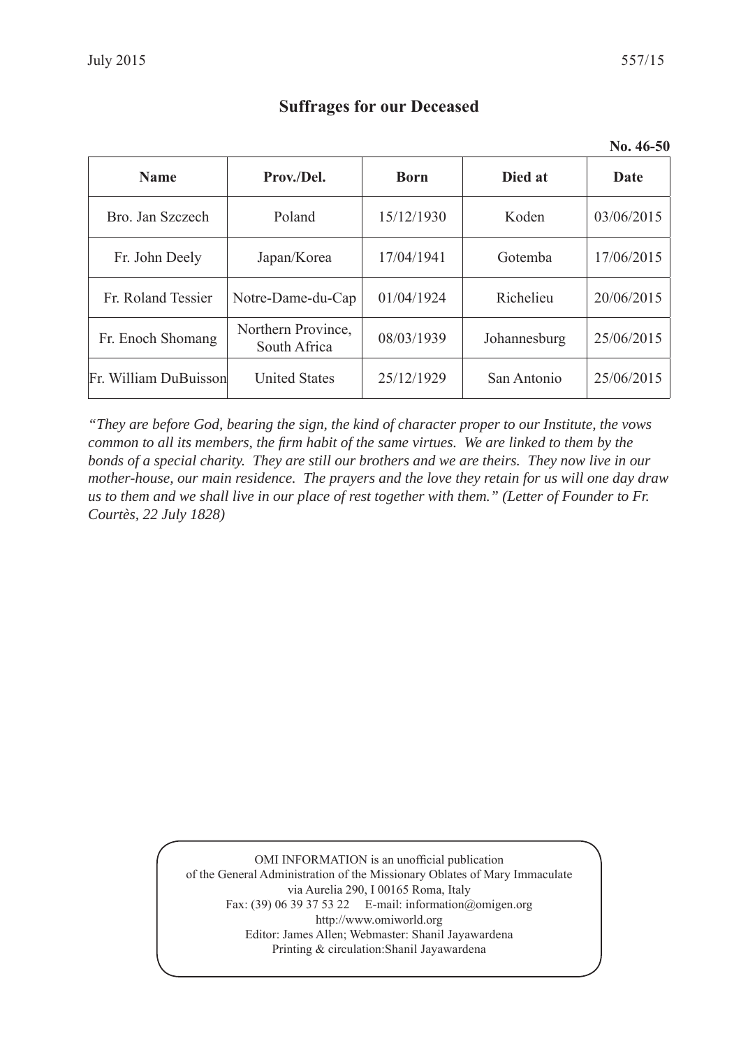## Suffrages for our Deceased

**No. 46-50**

| Name | Prov./Del. | Born | Died at | Date |
|---|---|---|---|---|
| Bro. Jan Szczech | Poland | 15/12/1930 | Koden | 03/06/2015 |
| Fr. John Deely | Japan/Korea | 17/04/1941 | Gotemba | 17/06/2015 |
| Fr. Roland Tessier | Notre-Dame-du-Cap | 01/04/1924 | Richelieu | 20/06/2015 |
| Fr. Enoch Shomang | Northern Province, South Africa | 08/03/1939 | Johannesburg | 25/06/2015 |
| Fr. William DuBuisson | United States | 25/12/1929 | San Antonio | 25/06/2015 |

*"They are before God, bearing the sign, the kind of character proper to our Institute, the vows common to all its members, the firm habit of the same virtues. We are linked to them by the bonds of a special charity. They are still our brothers and we are theirs. They now live in our mother-house, our main residence. The prayers and the love they retain for us will one day draw us to them and we shall live in our place of rest together with them." (Letter of Founder to Fr. Courtès, 22 July 1828)*

OMI INFORMATION is an unofficial publication
of the General Administration of the Missionary Oblates of Mary Immaculate
via Aurelia 290, I 00165 Roma, Italy
Fax: (39) 06 39 37 53 22 E-mail: information@omigen.org
http://www.omiworld.org
Editor: James Allen; Webmaster: Shanil Jayawardena
Printing & circulation:Shanil Jayawardena